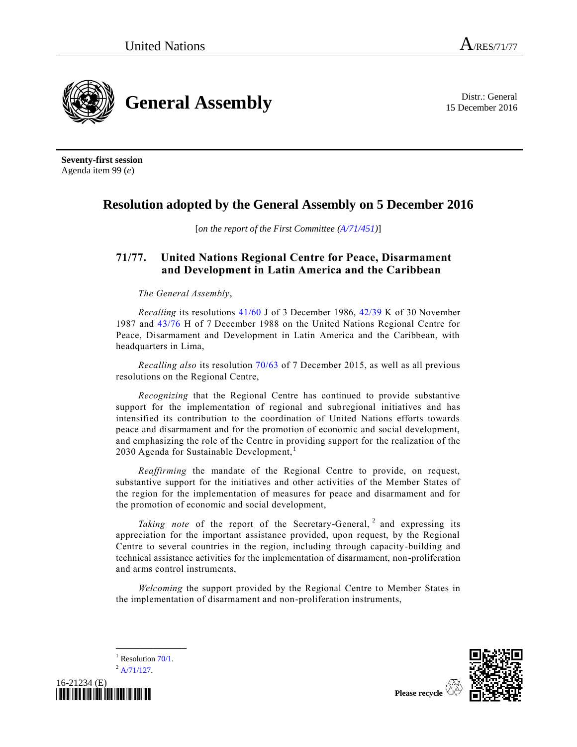United Nations A/RES/71/77

# General Assembly

Distr.: General
15 December 2016

**Seventy-first session**
Agenda item 99 (*e*)

## Resolution adopted by the General Assembly on 5 December 2016

[*on the report of the First Committee (A/71/451)*]

### 71/77. United Nations Regional Centre for Peace, Disarmament and Development in Latin America and the Caribbean

*The General Assembly*,

*Recalling* its resolutions 41/60 J of 3 December 1986, 42/39 K of 30 November 1987 and 43/76 H of 7 December 1988 on the United Nations Regional Centre for Peace, Disarmament and Development in Latin America and the Caribbean, with headquarters in Lima,

*Recalling also* its resolution 70/63 of 7 December 2015, as well as all previous resolutions on the Regional Centre,

*Recognizing* that the Regional Centre has continued to provide substantive support for the implementation of regional and subregional initiatives and has intensified its contribution to the coordination of United Nations efforts towards peace and disarmament and for the promotion of economic and social development, and emphasizing the role of the Centre in providing support for the realization of the 2030 Agenda for Sustainable Development,[1]

*Reaffirming* the mandate of the Regional Centre to provide, on request, substantive support for the initiatives and other activities of the Member States of the region for the implementation of measures for peace and disarmament and for the promotion of economic and social development,

*Taking note* of the report of the Secretary-General,[2] and expressing its appreciation for the important assistance provided, upon request, by the Regional Centre to several countries in the region, including through capacity-building and technical assistance activities for the implementation of disarmament, non-proliferation and arms control instruments,

*Welcoming* the support provided by the Regional Centre to Member States in the implementation of disarmament and non-proliferation instruments,

---

[1] Resolution 70/1.
[2] A/71/127.

16-21234 (E)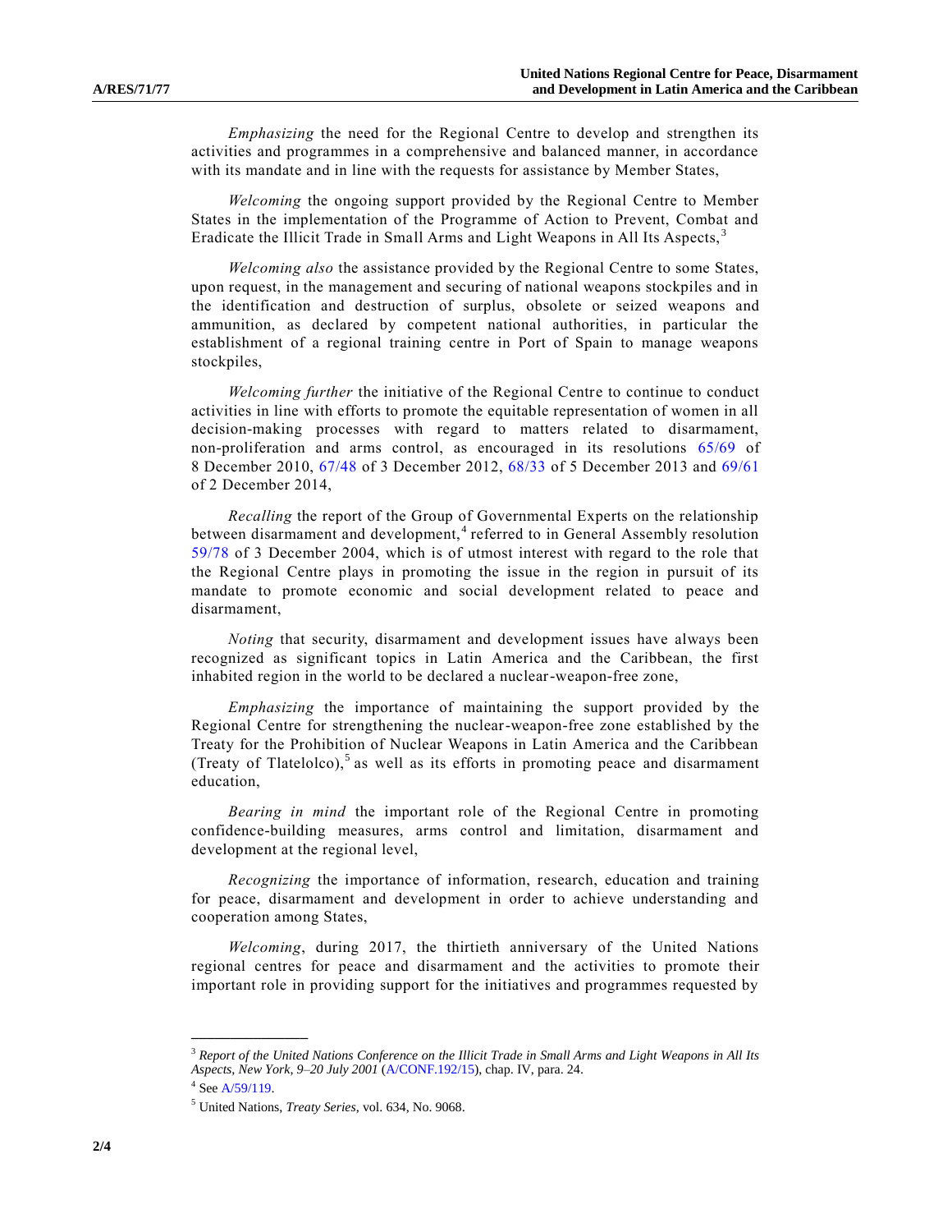*Emphasizing* the need for the Regional Centre to develop and strengthen its activities and programmes in a comprehensive and balanced manner, in accordance with its mandate and in line with the requests for assistance by Member States,

*Welcoming* the ongoing support provided by the Regional Centre to Member States in the implementation of the Programme of Action to Prevent, Combat and Eradicate the Illicit Trade in Small Arms and Light Weapons in All Its Aspects,[3]

*Welcoming also* the assistance provided by the Regional Centre to some States, upon request, in the management and securing of national weapons stockpiles and in the identification and destruction of surplus, obsolete or seized weapons and ammunition, as declared by competent national authorities, in particular the establishment of a regional training centre in Port of Spain to manage weapons stockpiles,

*Welcoming further* the initiative of the Regional Centre to continue to conduct activities in line with efforts to promote the equitable representation of women in all decision-making processes with regard to matters related to disarmament, non-proliferation and arms control, as encouraged in its resolutions 65/69 of 8 December 2010, 67/48 of 3 December 2012, 68/33 of 5 December 2013 and 69/61 of 2 December 2014,

*Recalling* the report of the Group of Governmental Experts on the relationship between disarmament and development,[4] referred to in General Assembly resolution 59/78 of 3 December 2004, which is of utmost interest with regard to the role that the Regional Centre plays in promoting the issue in the region in pursuit of its mandate to promote economic and social development related to peace and disarmament,

*Noting* that security, disarmament and development issues have always been recognized as significant topics in Latin America and the Caribbean, the first inhabited region in the world to be declared a nuclear-weapon-free zone,

*Emphasizing* the importance of maintaining the support provided by the Regional Centre for strengthening the nuclear-weapon-free zone established by the Treaty for the Prohibition of Nuclear Weapons in Latin America and the Caribbean (Treaty of Tlatelolco),[5] as well as its efforts in promoting peace and disarmament education,

*Bearing in mind* the important role of the Regional Centre in promoting confidence-building measures, arms control and limitation, disarmament and development at the regional level,

*Recognizing* the importance of information, research, education and training for peace, disarmament and development in order to achieve understanding and cooperation among States,

*Welcoming*, during 2017, the thirtieth anniversary of the United Nations regional centres for peace and disarmament and the activities to promote their important role in providing support for the initiatives and programmes requested by

---

[3] *Report of the United Nations Conference on the Illicit Trade in Small Arms and Light Weapons in All Its Aspects, New York, 9–20 July 2001* (A/CONF.192/15), chap. IV, para. 24.

[4] See A/59/119.

[5] United Nations, *Treaty Series*, vol. 634, No. 9068.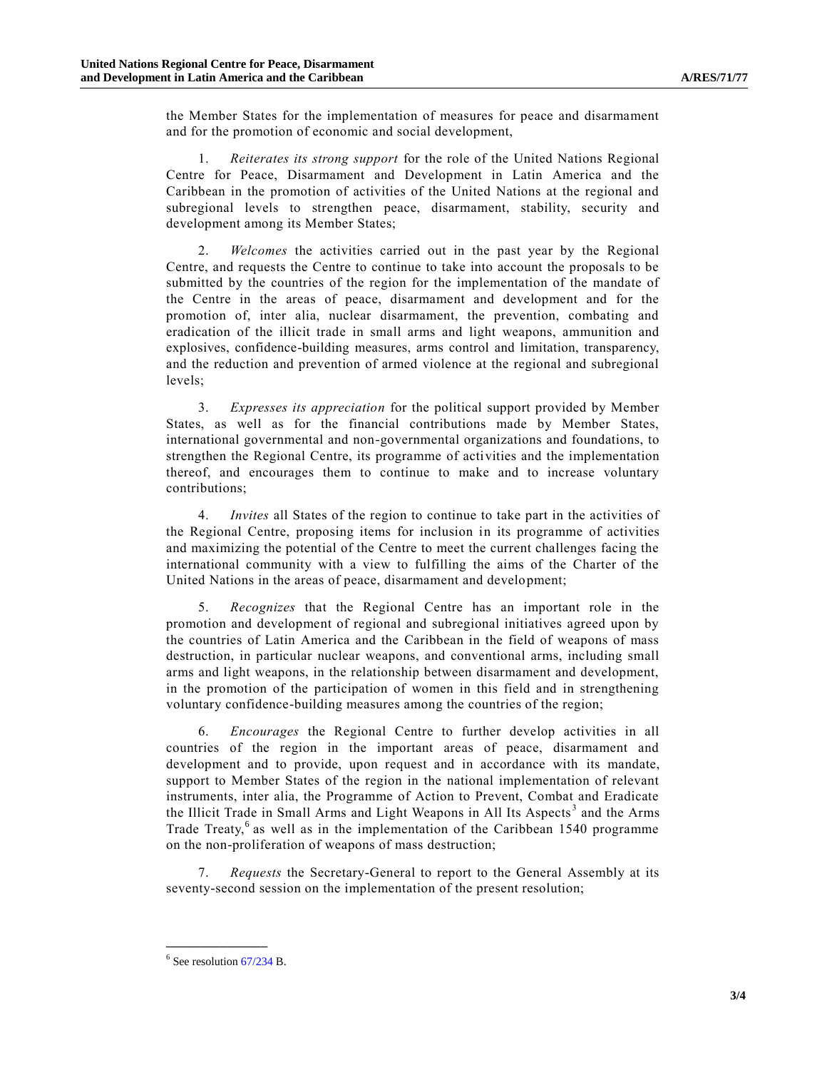the Member States for the implementation of measures for peace and disarmament and for the promotion of economic and social development,

1. *Reiterates its strong support* for the role of the United Nations Regional Centre for Peace, Disarmament and Development in Latin America and the Caribbean in the promotion of activities of the United Nations at the regional and subregional levels to strengthen peace, disarmament, stability, security and development among its Member States;

2. *Welcomes* the activities carried out in the past year by the Regional Centre, and requests the Centre to continue to take into account the proposals to be submitted by the countries of the region for the implementation of the mandate of the Centre in the areas of peace, disarmament and development and for the promotion of, inter alia, nuclear disarmament, the prevention, combating and eradication of the illicit trade in small arms and light weapons, ammunition and explosives, confidence-building measures, arms control and limitation, transparency, and the reduction and prevention of armed violence at the regional and subregional levels;

3. *Expresses its appreciation* for the political support provided by Member States, as well as for the financial contributions made by Member States, international governmental and non-governmental organizations and foundations, to strengthen the Regional Centre, its programme of activities and the implementation thereof, and encourages them to continue to make and to increase voluntary contributions;

4. *Invites* all States of the region to continue to take part in the activities of the Regional Centre, proposing items for inclusion in its programme of activities and maximizing the potential of the Centre to meet the current challenges facing the international community with a view to fulfilling the aims of the Charter of the United Nations in the areas of peace, disarmament and development;

5. *Recognizes* that the Regional Centre has an important role in the promotion and development of regional and subregional initiatives agreed upon by the countries of Latin America and the Caribbean in the field of weapons of mass destruction, in particular nuclear weapons, and conventional arms, including small arms and light weapons, in the relationship between disarmament and development, in the promotion of the participation of women in this field and in strengthening voluntary confidence-building measures among the countries of the region;

6. *Encourages* the Regional Centre to further develop activities in all countries of the region in the important areas of peace, disarmament and development and to provide, upon request and in accordance with its mandate, support to Member States of the region in the national implementation of relevant instruments, inter alia, the Programme of Action to Prevent, Combat and Eradicate the Illicit Trade in Small Arms and Light Weapons in All Its Aspects[3] and the Arms Trade Treaty,[6] as well as in the implementation of the Caribbean 1540 programme on the non-proliferation of weapons of mass destruction;

7. *Requests* the Secretary-General to report to the General Assembly at its seventy-second session on the implementation of the present resolution;

---

[6] See resolution 67/234 B.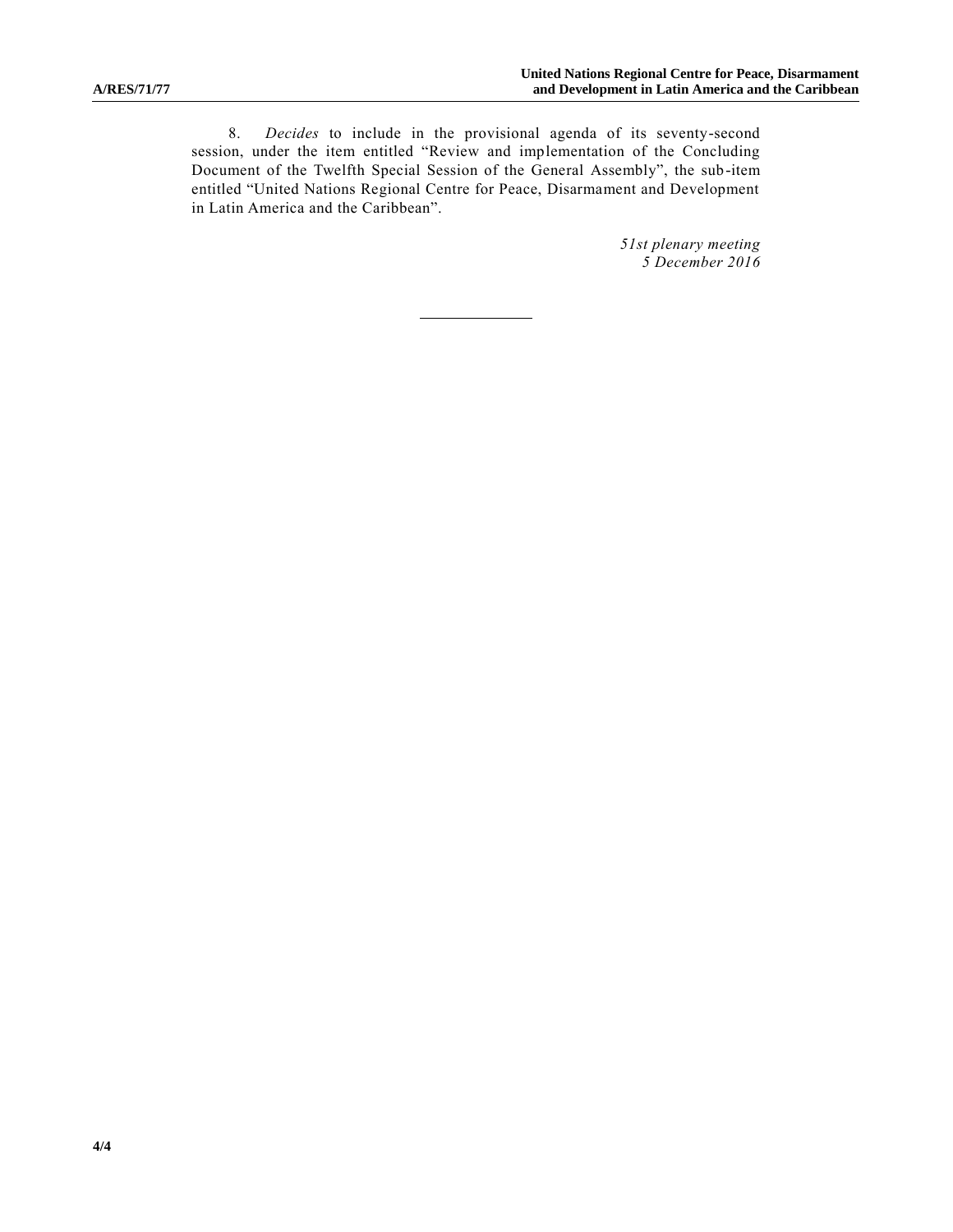8. *Decides* to include in the provisional agenda of its seventy-second session, under the item entitled "Review and implementation of the Concluding Document of the Twelfth Special Session of the General Assembly", the sub-item entitled "United Nations Regional Centre for Peace, Disarmament and Development in Latin America and the Caribbean".

*51st plenary meeting*
*5 December 2016*